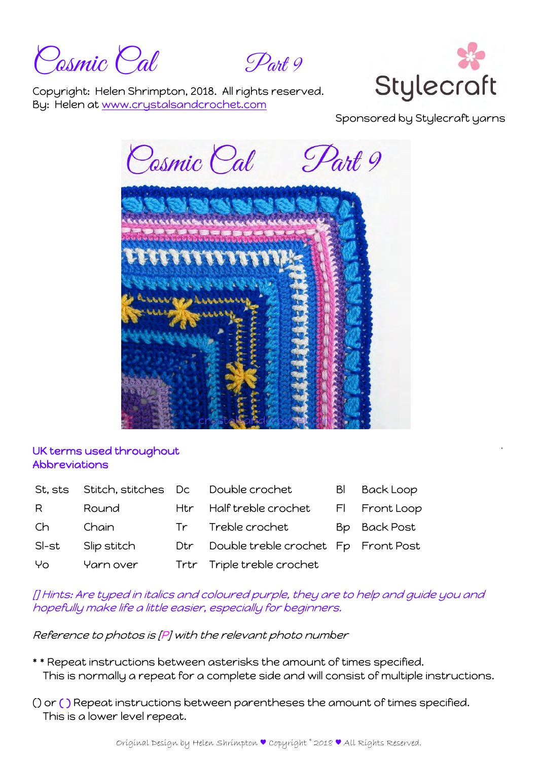# Cosmic Cal Part 9

Copyright: Helen Shrimpton, 2018. All rights reserved.
By: Helen at [www.crystalsandcrochet.com](http://www.crystalsandcrochet.com)

Stylecraft

Sponsored by Stylecraft yarns

### UK terms used throughout
### Abbreviations

| St, sts | Stitch, stitches | Dc | Double crochet | Bl | Back Loop |
|---|---|---|---|---|---|
| R | Round | Htr | Half treble crochet | Fl | Front Loop |
| Ch | Chain | Tr | Treble crochet | Bp | Back Post |
| Sl-st | Slip stitch | Dtr | Double treble crochet | Fp | Front Post |
| Yo | Yarn over | Trtr | Triple treble crochet | | |

*[] Hints: Are typed in italics and coloured purple, they are to help and guide you and hopefully make life a little easier, especially for beginners.*

*Reference to photos is [P] with the relevant photo number*

\* \* Repeat instructions between asterisks the amount of times specified.
This is normally a repeat for a complete side and will consist of multiple instructions.

() or ( ) Repeat instructions between parentheses the amount of times specified.
This is a lower level repeat.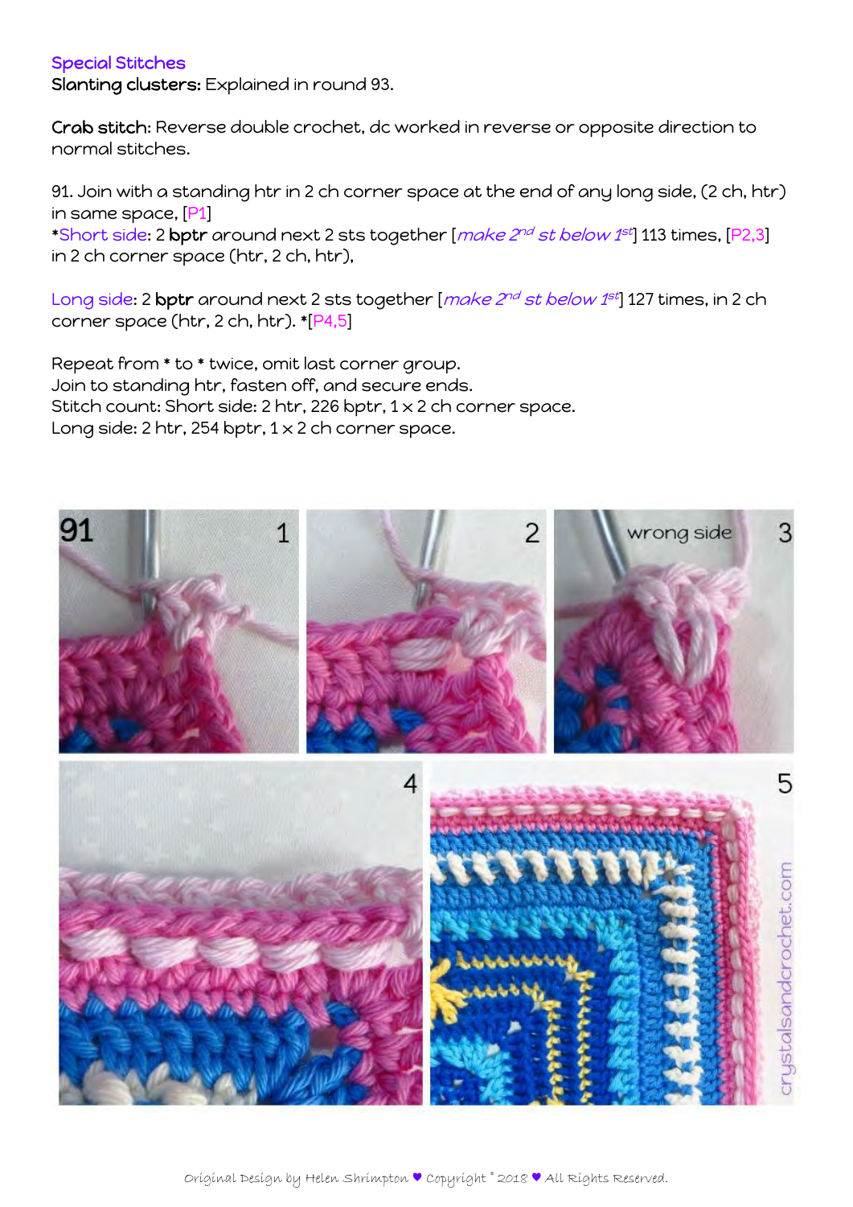### Special Stitches

**Slanting clusters:** Explained in round 93.

**Crab stitch:** Reverse double crochet, dc worked in reverse or opposite direction to normal stitches.

91. Join with a standing htr in 2 ch corner space at the end of any long side, (2 ch, htr) in same space, [P1]

*Short side: 2 **bptr** around next 2 sts together [*make 2nd st below 1st*] 113 times, [P2,3] in 2 ch corner space (htr, 2 ch, htr),

Long side: 2 **bptr** around next 2 sts together [*make 2nd st below 1st*] 127 times, in 2 ch corner space (htr, 2 ch, htr). *[P4,5]

Repeat from * to * twice, omit last corner group.
Join to standing htr, fasten off, and secure ends.
Stitch count: Short side: 2 htr, 226 bptr, 1 x 2 ch corner space.
Long side: 2 htr, 254 bptr, 1 x 2 ch corner space.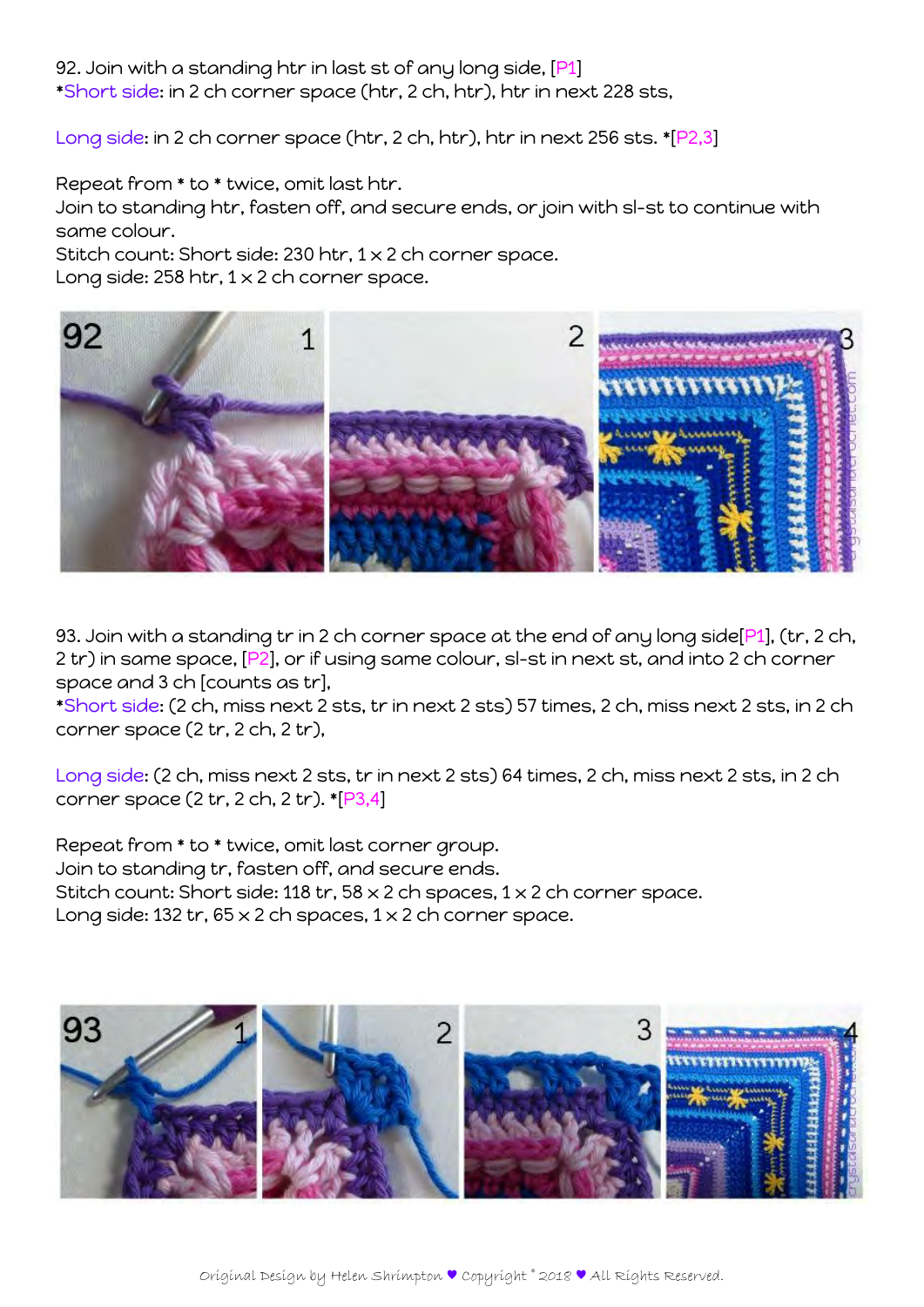92. Join with a standing htr in last st of any long side, [P1]
*Short side: in 2 ch corner space (htr, 2 ch, htr), htr in next 228 sts,

Long side: in 2 ch corner space (htr, 2 ch, htr), htr in next 256 sts. *[P2,3]

Repeat from * to * twice, omit last htr.
Join to standing htr, fasten off, and secure ends, or join with sl-st to continue with same colour.
Stitch count: Short side: 230 htr, 1 x 2 ch corner space.
Long side: 258 htr, 1 x 2 ch corner space.

93. Join with a standing tr in 2 ch corner space at the end of any long side[P1], (tr, 2 ch, 2 tr) in same space, [P2], or if using same colour, sl-st in next st, and into 2 ch corner space and 3 ch [counts as tr],
*Short side: (2 ch, miss next 2 sts, tr in next 2 sts) 57 times, 2 ch, miss next 2 sts, in 2 ch corner space (2 tr, 2 ch, 2 tr),

Long side: (2 ch, miss next 2 sts, tr in next 2 sts) 64 times, 2 ch, miss next 2 sts, in 2 ch corner space (2 tr, 2 ch, 2 tr). *[P3,4]

Repeat from * to * twice, omit last corner group.
Join to standing tr, fasten off, and secure ends.
Stitch count: Short side: 118 tr, 58 x 2 ch spaces, 1 x 2 ch corner space.
Long side: 132 tr, 65 x 2 ch spaces, 1 x 2 ch corner space.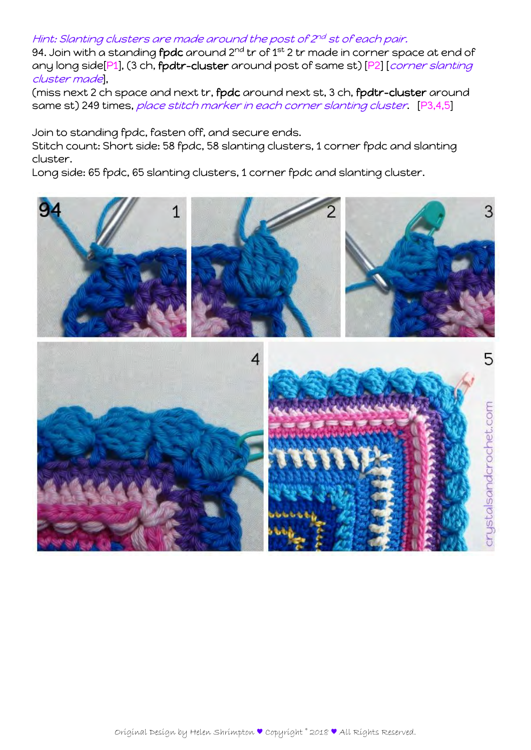*Hint: Slanting clusters are made around the post of 2nd st of each pair.*

94. Join with a standing **fpdc** around 2nd tr of 1st 2 tr made in corner space at end of any long side[P1], (3 ch, **fpdtr-cluster** around post of same st) [P2] [*corner slanting cluster made*],

(miss next 2 ch space and next tr, **fpdc** around next st, 3 ch, **fpdtr-cluster** around same st) 249 times, *place stitch marker in each corner slanting cluster*. [P3,4,5]

Join to standing fpdc, fasten off, and secure ends.

Stitch count: Short side: 58 fpdc, 58 slanting clusters, 1 corner fpdc and slanting cluster.

Long side: 65 fpdc, 65 slanting clusters, 1 corner fpdc and slanting cluster.

Original Design by Helen Shrimpton ♥ Copyright © 2018 ♥ All Rights Reserved.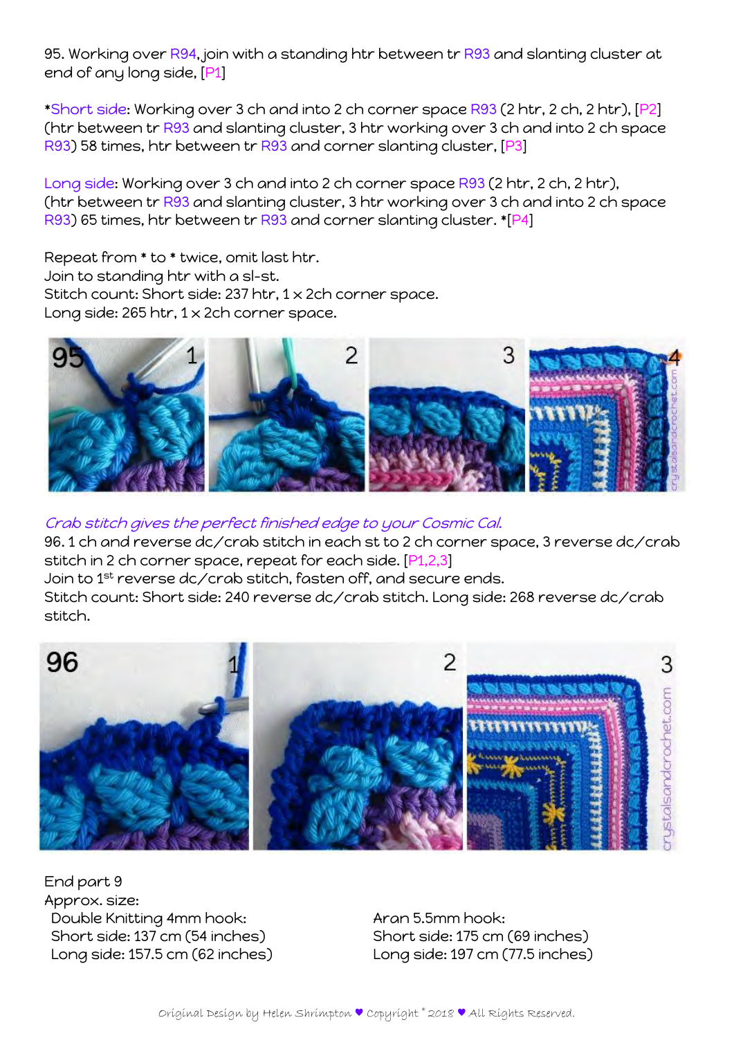95. Working over R94, join with a standing htr between tr R93 and slanting cluster at end of any long side, [P1]

*Short side: Working over 3 ch and into 2 ch corner space R93 (2 htr, 2 ch, 2 htr), [P2] (htr between tr R93 and slanting cluster, 3 htr working over 3 ch and into 2 ch space R93) 58 times, htr between tr R93 and corner slanting cluster, [P3]

Long side: Working over 3 ch and into 2 ch corner space R93 (2 htr, 2 ch, 2 htr), (htr between tr R93 and slanting cluster, 3 htr working over 3 ch and into 2 ch space R93) 65 times, htr between tr R93 and corner slanting cluster. *[P4]

Repeat from * to * twice, omit last htr.
Join to standing htr with a sl-st.
Stitch count: Short side: 237 htr, 1 x 2ch corner space.
Long side: 265 htr, 1 x 2ch corner space.

*Crab stitch gives the perfect finished edge to your Cosmic Cal.*
96. 1 ch and reverse dc/crab stitch in each st to 2 ch corner space, 3 reverse dc/crab stitch in 2 ch corner space, repeat for each side. [P1,2,3]
Join to 1st reverse dc/crab stitch, fasten off, and secure ends.
Stitch count: Short side: 240 reverse dc/crab stitch. Long side: 268 reverse dc/crab stitch.

End part 9
Approx. size:

Double Knitting 4mm hook:
Short side: 137 cm (54 inches)
Long side: 157.5 cm (62 inches)

Aran 5.5mm hook:
Short side: 175 cm (69 inches)
Long side: 197 cm (77.5 inches)